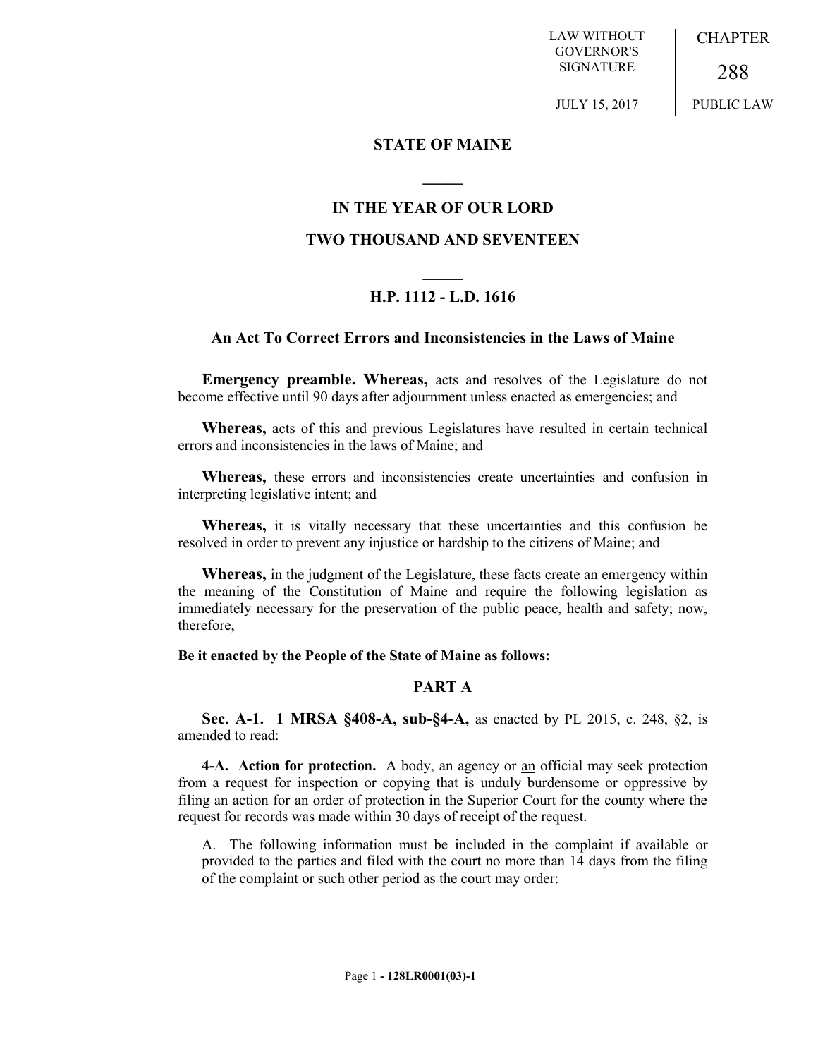LAW WITHOUT GOVERNOR'S SIGNATURE

JULY 15, 2017

CHAPTER 288

PUBLIC LAW

# STATE OF MAINE

## IN THE YEAR OF OUR LORD

## TWO THOUSAND AND SEVENTEEN

## H.P. 1112 - L.D. 1616

### An Act To Correct Errors and Inconsistencies in the Laws of Maine

**Emergency preamble. Whereas,** acts and resolves of the Legislature do not become effective until 90 days after adjournment unless enacted as emergencies; and

**Whereas,** acts of this and previous Legislatures have resulted in certain technical errors and inconsistencies in the laws of Maine; and

**Whereas,** these errors and inconsistencies create uncertainties and confusion in interpreting legislative intent; and

**Whereas,** it is vitally necessary that these uncertainties and this confusion be resolved in order to prevent any injustice or hardship to the citizens of Maine; and

**Whereas,** in the judgment of the Legislature, these facts create an emergency within the meaning of the Constitution of Maine and require the following legislation as immediately necessary for the preservation of the public peace, health and safety; now, therefore,

**Be it enacted by the People of the State of Maine as follows:**

## PART A

**Sec. A-1. 1 MRSA §408-A, sub-§4-A,** as enacted by PL 2015, c. 248, §2, is amended to read:

**4-A. Action for protection.** A body, an agency or an official may seek protection from a request for inspection or copying that is unduly burdensome or oppressive by filing an action for an order of protection in the Superior Court for the county where the request for records was made within 30 days of receipt of the request.

A. The following information must be included in the complaint if available or provided to the parties and filed with the court no more than 14 days from the filing of the complaint or such other period as the court may order: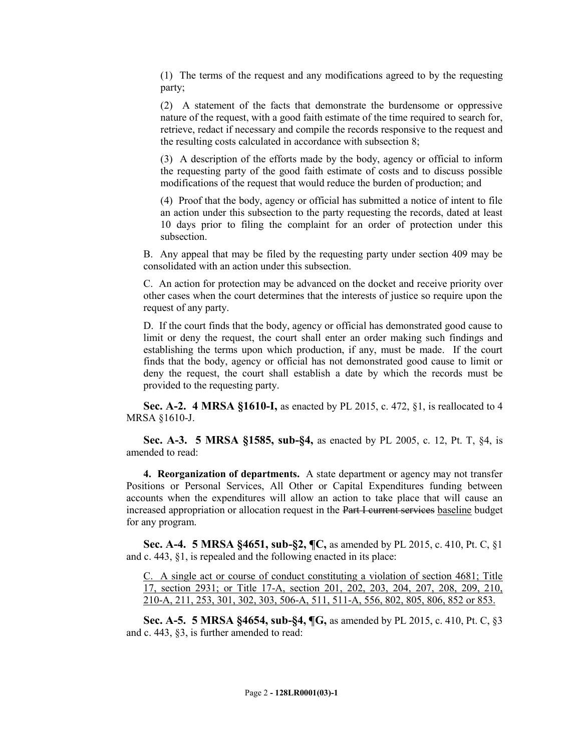(1) The terms of the request and any modifications agreed to by the requesting party;

(2) A statement of the facts that demonstrate the burdensome or oppressive nature of the request, with a good faith estimate of the time required to search for, retrieve, redact if necessary and compile the records responsive to the request and the resulting costs calculated in accordance with subsection 8;

(3) A description of the efforts made by the body, agency or official to inform the requesting party of the good faith estimate of costs and to discuss possible modifications of the request that would reduce the burden of production; and

(4) Proof that the body, agency or official has submitted a notice of intent to file an action under this subsection to the party requesting the records, dated at least 10 days prior to filing the complaint for an order of protection under this subsection.

B. Any appeal that may be filed by the requesting party under section 409 may be consolidated with an action under this subsection.

C. An action for protection may be advanced on the docket and receive priority over other cases when the court determines that the interests of justice so require upon the request of any party.

D. If the court finds that the body, agency or official has demonstrated good cause to limit or deny the request, the court shall enter an order making such findings and establishing the terms upon which production, if any, must be made. If the court finds that the body, agency or official has not demonstrated good cause to limit or deny the request, the court shall establish a date by which the records must be provided to the requesting party.

**Sec. A-2. 4 MRSA §1610-I,** as enacted by PL 2015, c. 472, §1, is reallocated to 4 MRSA §1610-J.

**Sec. A-3. 5 MRSA §1585, sub-§4,** as enacted by PL 2005, c. 12, Pt. T, §4, is amended to read:

**4. Reorganization of departments.** A state department or agency may not transfer Positions or Personal Services, All Other or Capital Expenditures funding between accounts when the expenditures will allow an action to take place that will cause an increased appropriation or allocation request in the ~~Part I current services~~ baseline budget for any program.

**Sec. A-4. 5 MRSA §4651, sub-§2, ¶C,** as amended by PL 2015, c. 410, Pt. C, §1 and c. 443, §1, is repealed and the following enacted in its place:

C. A single act or course of conduct constituting a violation of section 4681; Title 17, section 2931; or Title 17-A, section 201, 202, 203, 204, 207, 208, 209, 210, 210-A, 211, 253, 301, 302, 303, 506-A, 511, 511-A, 556, 802, 805, 806, 852 or 853.

**Sec. A-5. 5 MRSA §4654, sub-§4, ¶G,** as amended by PL 2015, c. 410, Pt. C, §3 and c. 443, §3, is further amended to read: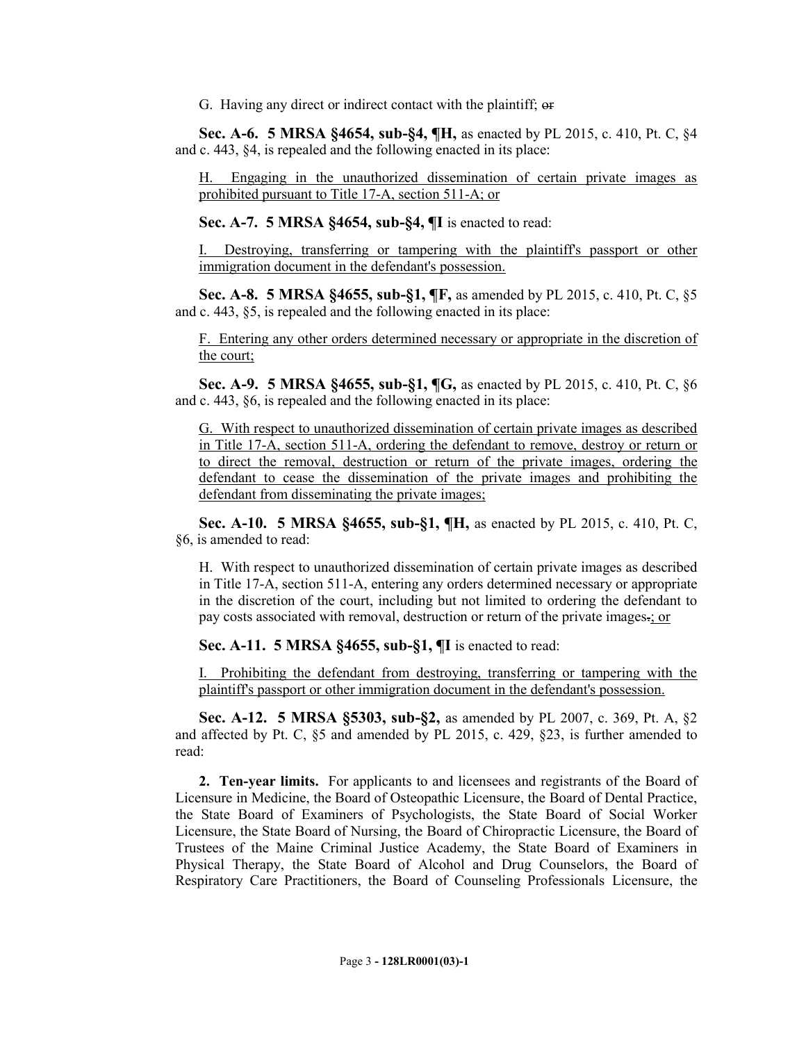G. Having any direct or indirect contact with the plaintiff; ~~or~~

**Sec. A-6. 5 MRSA §4654, sub-§4, ¶H,** as enacted by PL 2015, c. 410, Pt. C, §4 and c. 443, §4, is repealed and the following enacted in its place:

H. Engaging in the unauthorized dissemination of certain private images as prohibited pursuant to Title 17-A, section 511-A; or

**Sec. A-7. 5 MRSA §4654, sub-§4, ¶I** is enacted to read:

I. Destroying, transferring or tampering with the plaintiff's passport or other immigration document in the defendant's possession.

**Sec. A-8. 5 MRSA §4655, sub-§1, ¶F,** as amended by PL 2015, c. 410, Pt. C, §5 and c. 443, §5, is repealed and the following enacted in its place:

F. Entering any other orders determined necessary or appropriate in the discretion of the court;

**Sec. A-9. 5 MRSA §4655, sub-§1, ¶G,** as enacted by PL 2015, c. 410, Pt. C, §6 and c. 443, §6, is repealed and the following enacted in its place:

G. With respect to unauthorized dissemination of certain private images as described in Title 17-A, section 511-A, ordering the defendant to remove, destroy or return or to direct the removal, destruction or return of the private images, ordering the defendant to cease the dissemination of the private images and prohibiting the defendant from disseminating the private images;

**Sec. A-10. 5 MRSA §4655, sub-§1, ¶H,** as enacted by PL 2015, c. 410, Pt. C, §6, is amended to read:

H. With respect to unauthorized dissemination of certain private images as described in Title 17-A, section 511-A, entering any orders determined necessary or appropriate in the discretion of the court, including but not limited to ordering the defendant to pay costs associated with removal, destruction or return of the private images~~.~~; or

**Sec. A-11. 5 MRSA §4655, sub-§1, ¶I** is enacted to read:

I. Prohibiting the defendant from destroying, transferring or tampering with the plaintiff's passport or other immigration document in the defendant's possession.

**Sec. A-12. 5 MRSA §5303, sub-§2,** as amended by PL 2007, c. 369, Pt. A, §2 and affected by Pt. C, §5 and amended by PL 2015, c. 429, §23, is further amended to read:

**2. Ten-year limits.** For applicants to and licensees and registrants of the Board of Licensure in Medicine, the Board of Osteopathic Licensure, the Board of Dental Practice, the State Board of Examiners of Psychologists, the State Board of Social Worker Licensure, the State Board of Nursing, the Board of Chiropractic Licensure, the Board of Trustees of the Maine Criminal Justice Academy, the State Board of Examiners in Physical Therapy, the State Board of Alcohol and Drug Counselors, the Board of Respiratory Care Practitioners, the Board of Counseling Professionals Licensure, the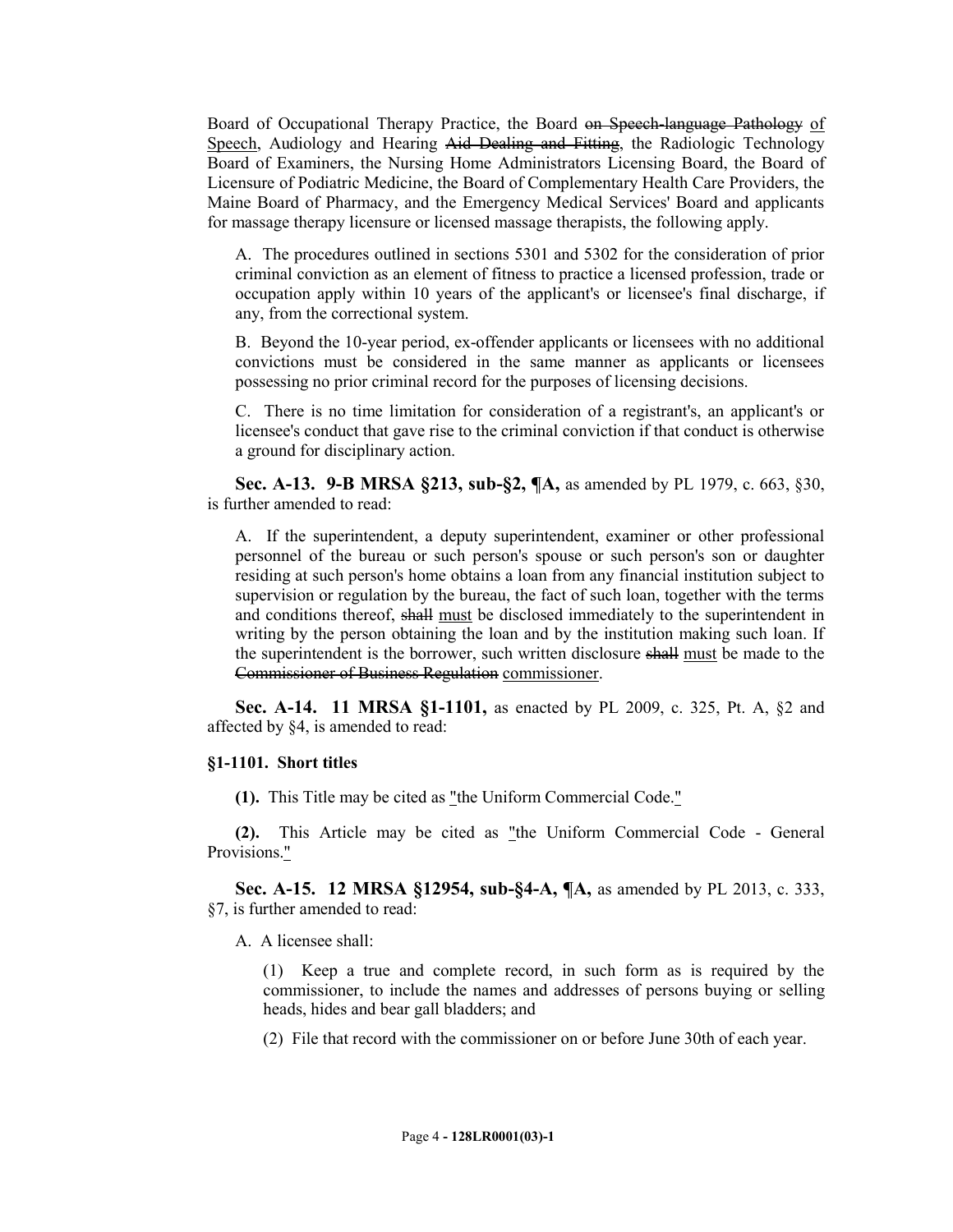Board of Occupational Therapy Practice, the Board ~~on Speech-language Pathology~~ of Speech, Audiology and Hearing ~~Aid Dealing and Fitting~~, the Radiologic Technology Board of Examiners, the Nursing Home Administrators Licensing Board, the Board of Licensure of Podiatric Medicine, the Board of Complementary Health Care Providers, the Maine Board of Pharmacy, and the Emergency Medical Services' Board and applicants for massage therapy licensure or licensed massage therapists, the following apply.

A. The procedures outlined in sections 5301 and 5302 for the consideration of prior criminal conviction as an element of fitness to practice a licensed profession, trade or occupation apply within 10 years of the applicant's or licensee's final discharge, if any, from the correctional system.

B. Beyond the 10-year period, ex-offender applicants or licensees with no additional convictions must be considered in the same manner as applicants or licensees possessing no prior criminal record for the purposes of licensing decisions.

C. There is no time limitation for consideration of a registrant's, an applicant's or licensee's conduct that gave rise to the criminal conviction if that conduct is otherwise a ground for disciplinary action.

**Sec. A-13. 9-B MRSA §213, sub-§2, ¶A,** as amended by PL 1979, c. 663, §30, is further amended to read:

A. If the superintendent, a deputy superintendent, examiner or other professional personnel of the bureau or such person's spouse or such person's son or daughter residing at such person's home obtains a loan from any financial institution subject to supervision or regulation by the bureau, the fact of such loan, together with the terms and conditions thereof, ~~shall~~ must be disclosed immediately to the superintendent in writing by the person obtaining the loan and by the institution making such loan. If the superintendent is the borrower, such written disclosure ~~shall~~ must be made to the ~~Commissioner of Business Regulation~~ commissioner.

**Sec. A-14. 11 MRSA §1-1101,** as enacted by PL 2009, c. 325, Pt. A, §2 and affected by §4, is amended to read:

**§1-1101. Short titles**

**(1).** This Title may be cited as "the Uniform Commercial Code."

**(2).** This Article may be cited as "the Uniform Commercial Code - General Provisions."

**Sec. A-15. 12 MRSA §12954, sub-§4-A, ¶A,** as amended by PL 2013, c. 333, §7, is further amended to read:

A. A licensee shall:

(1) Keep a true and complete record, in such form as is required by the commissioner, to include the names and addresses of persons buying or selling heads, hides and bear gall bladders; and

(2) File that record with the commissioner on or before June 30th of each year.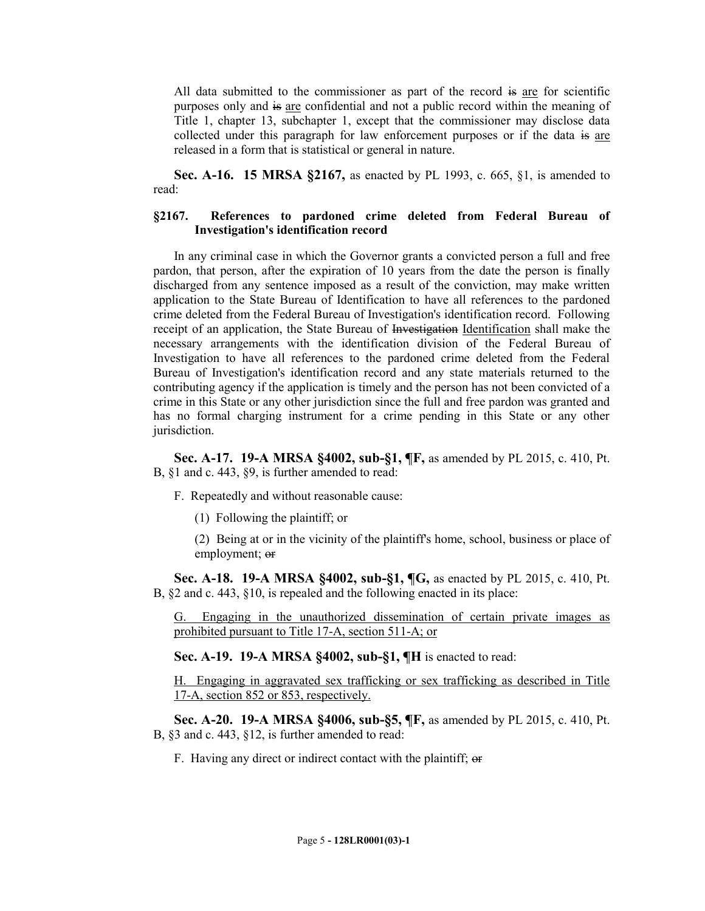All data submitted to the commissioner as part of the record ~~is~~ are for scientific purposes only and ~~is~~ are confidential and not a public record within the meaning of Title 1, chapter 13, subchapter 1, except that the commissioner may disclose data collected under this paragraph for law enforcement purposes or if the data ~~is~~ are released in a form that is statistical or general in nature.

**Sec. A-16. 15 MRSA §2167,** as enacted by PL 1993, c. 665, §1, is amended to read:

**§2167. References to pardoned crime deleted from Federal Bureau of Investigation's identification record**

In any criminal case in which the Governor grants a convicted person a full and free pardon, that person, after the expiration of 10 years from the date the person is finally discharged from any sentence imposed as a result of the conviction, may make written application to the State Bureau of Identification to have all references to the pardoned crime deleted from the Federal Bureau of Investigation's identification record. Following receipt of an application, the State Bureau of ~~Investigation~~ Identification shall make the necessary arrangements with the identification division of the Federal Bureau of Investigation to have all references to the pardoned crime deleted from the Federal Bureau of Investigation's identification record and any state materials returned to the contributing agency if the application is timely and the person has not been convicted of a crime in this State or any other jurisdiction since the full and free pardon was granted and has no formal charging instrument for a crime pending in this State or any other jurisdiction.

**Sec. A-17. 19-A MRSA §4002, sub-§1, ¶F,** as amended by PL 2015, c. 410, Pt. B, §1 and c. 443, §9, is further amended to read:

F. Repeatedly and without reasonable cause:

(1) Following the plaintiff; or

(2) Being at or in the vicinity of the plaintiff's home, school, business or place of employment; ~~or~~

**Sec. A-18. 19-A MRSA §4002, sub-§1, ¶G,** as enacted by PL 2015, c. 410, Pt. B, §2 and c. 443, §10, is repealed and the following enacted in its place:

G. Engaging in the unauthorized dissemination of certain private images as prohibited pursuant to Title 17-A, section 511-A; or

**Sec. A-19. 19-A MRSA §4002, sub-§1, ¶H** is enacted to read:

H. Engaging in aggravated sex trafficking or sex trafficking as described in Title 17-A, section 852 or 853, respectively.

**Sec. A-20. 19-A MRSA §4006, sub-§5, ¶F,** as amended by PL 2015, c. 410, Pt. B, §3 and c. 443, §12, is further amended to read:

F. Having any direct or indirect contact with the plaintiff; ~~or~~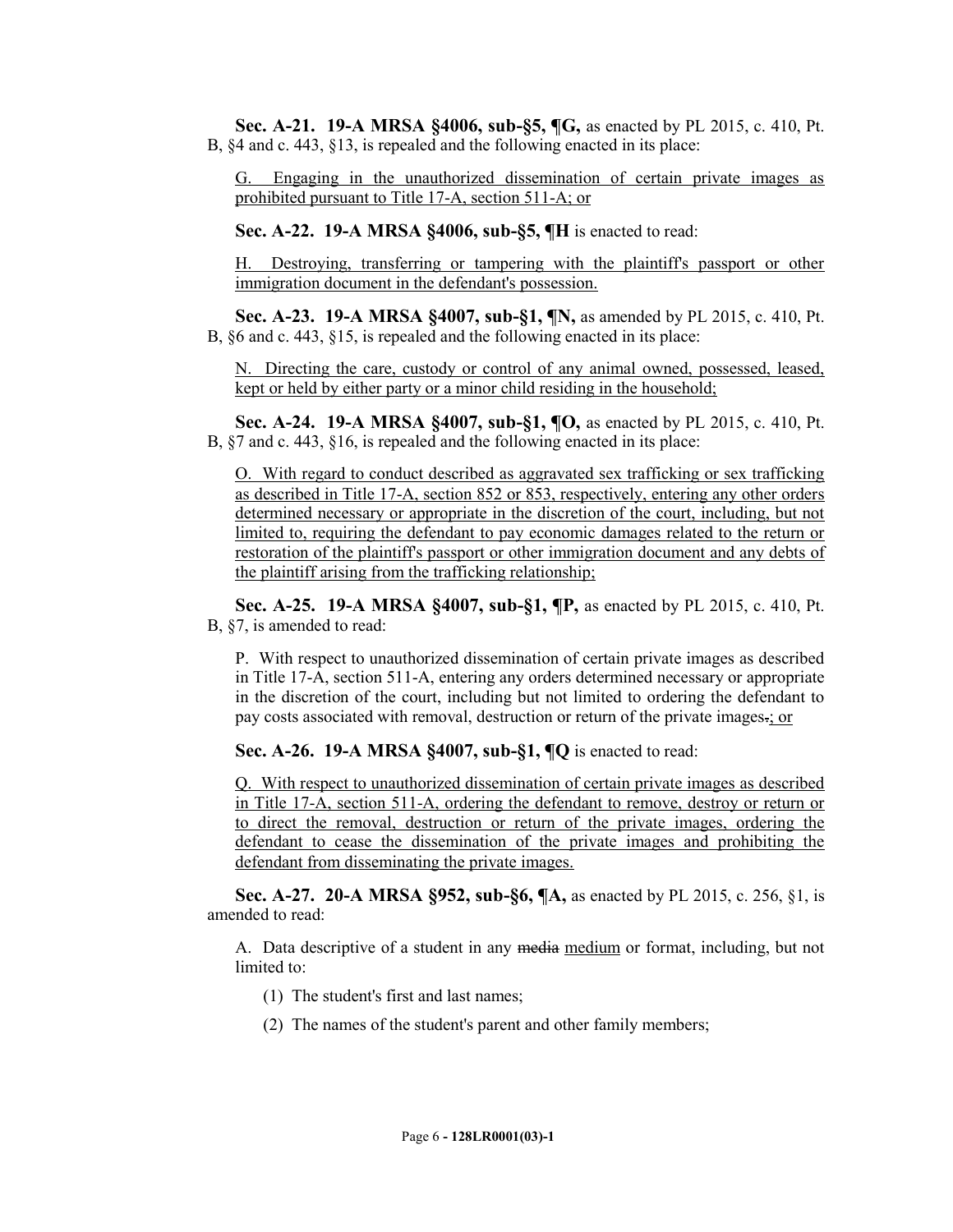**Sec. A-21. 19-A MRSA §4006, sub-§5, ¶G,** as enacted by PL 2015, c. 410, Pt. B, §4 and c. 443, §13, is repealed and the following enacted in its place:

G. Engaging in the unauthorized dissemination of certain private images as prohibited pursuant to Title 17-A, section 511-A; or

**Sec. A-22. 19-A MRSA §4006, sub-§5, ¶H** is enacted to read:

H. Destroying, transferring or tampering with the plaintiff's passport or other immigration document in the defendant's possession.

**Sec. A-23. 19-A MRSA §4007, sub-§1, ¶N,** as amended by PL 2015, c. 410, Pt. B, §6 and c. 443, §15, is repealed and the following enacted in its place:

N. Directing the care, custody or control of any animal owned, possessed, leased, kept or held by either party or a minor child residing in the household;

**Sec. A-24. 19-A MRSA §4007, sub-§1, ¶O,** as enacted by PL 2015, c. 410, Pt. B, §7 and c. 443, §16, is repealed and the following enacted in its place:

O. With regard to conduct described as aggravated sex trafficking or sex trafficking as described in Title 17-A, section 852 or 853, respectively, entering any other orders determined necessary or appropriate in the discretion of the court, including, but not limited to, requiring the defendant to pay economic damages related to the return or restoration of the plaintiff's passport or other immigration document and any debts of the plaintiff arising from the trafficking relationship;

**Sec. A-25. 19-A MRSA §4007, sub-§1, ¶P,** as enacted by PL 2015, c. 410, Pt. B, §7, is amended to read:

P. With respect to unauthorized dissemination of certain private images as described in Title 17-A, section 511-A, entering any orders determined necessary or appropriate in the discretion of the court, including but not limited to ordering the defendant to pay costs associated with removal, destruction or return of the private images~~.~~; or

**Sec. A-26. 19-A MRSA §4007, sub-§1, ¶Q** is enacted to read:

Q. With respect to unauthorized dissemination of certain private images as described in Title 17-A, section 511-A, ordering the defendant to remove, destroy or return or to direct the removal, destruction or return of the private images, ordering the defendant to cease the dissemination of the private images and prohibiting the defendant from disseminating the private images.

**Sec. A-27. 20-A MRSA §952, sub-§6, ¶A,** as enacted by PL 2015, c. 256, §1, is amended to read:

A. Data descriptive of a student in any ~~media~~ medium or format, including, but not limited to:

(1) The student's first and last names;

(2) The names of the student's parent and other family members;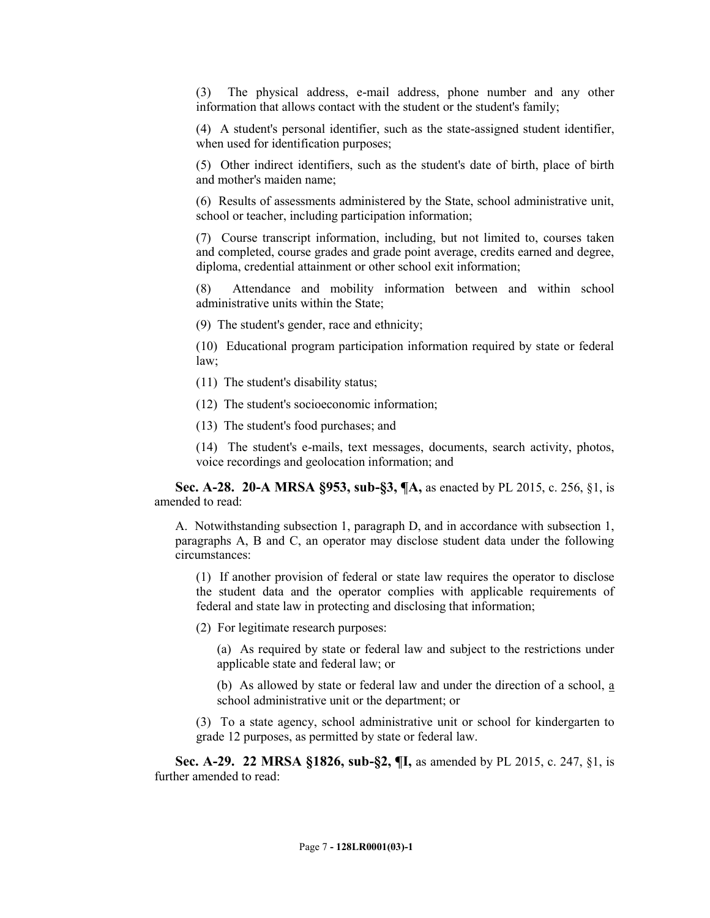(3) The physical address, e-mail address, phone number and any other information that allows contact with the student or the student's family;

(4) A student's personal identifier, such as the state-assigned student identifier, when used for identification purposes;

(5) Other indirect identifiers, such as the student's date of birth, place of birth and mother's maiden name;

(6) Results of assessments administered by the State, school administrative unit, school or teacher, including participation information;

(7) Course transcript information, including, but not limited to, courses taken and completed, course grades and grade point average, credits earned and degree, diploma, credential attainment or other school exit information;

(8) Attendance and mobility information between and within school administrative units within the State;

(9) The student's gender, race and ethnicity;

(10) Educational program participation information required by state or federal law;

(11) The student's disability status;

(12) The student's socioeconomic information;

(13) The student's food purchases; and

(14) The student's e-mails, text messages, documents, search activity, photos, voice recordings and geolocation information; and

**Sec. A-28. 20-A MRSA §953, sub-§3, ¶A,** as enacted by PL 2015, c. 256, §1, is amended to read:

A. Notwithstanding subsection 1, paragraph D, and in accordance with subsection 1, paragraphs A, B and C, an operator may disclose student data under the following circumstances:

(1) If another provision of federal or state law requires the operator to disclose the student data and the operator complies with applicable requirements of federal and state law in protecting and disclosing that information;

(2) For legitimate research purposes:

(a) As required by state or federal law and subject to the restrictions under applicable state and federal law; or

(b) As allowed by state or federal law and under the direction of a school, a school administrative unit or the department; or

(3) To a state agency, school administrative unit or school for kindergarten to grade 12 purposes, as permitted by state or federal law.

**Sec. A-29. 22 MRSA §1826, sub-§2, ¶I,** as amended by PL 2015, c. 247, §1, is further amended to read: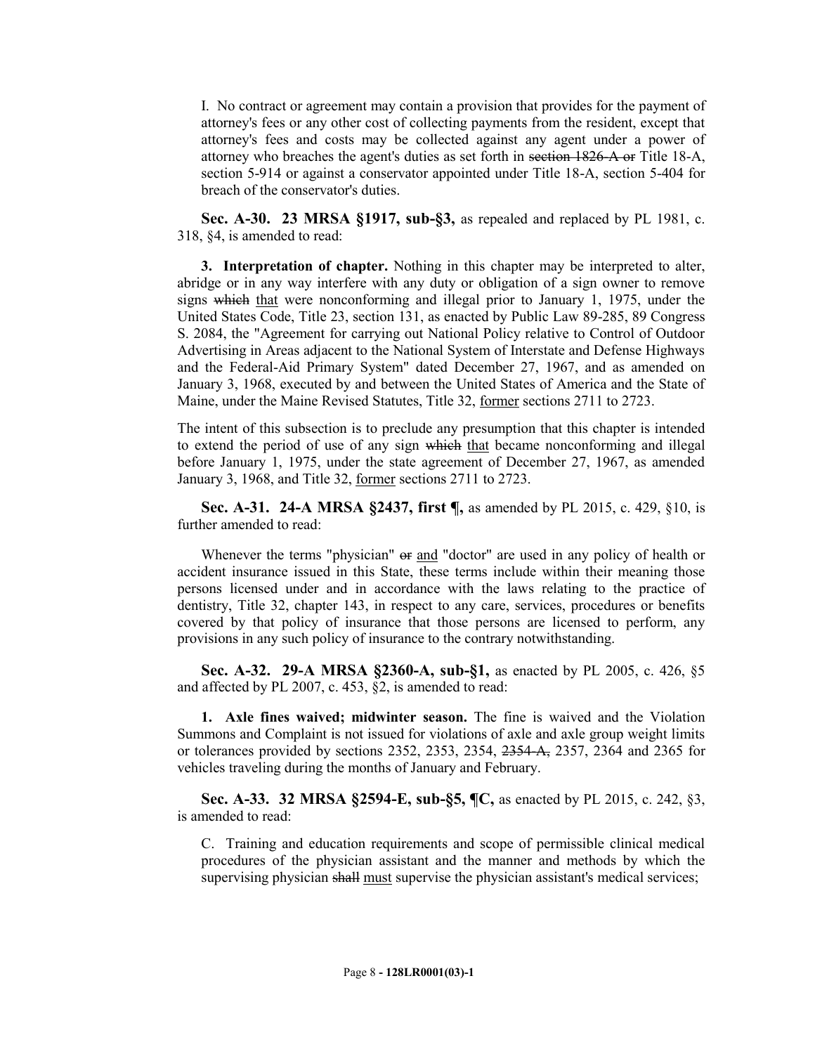I. No contract or agreement may contain a provision that provides for the payment of attorney's fees or any other cost of collecting payments from the resident, except that attorney's fees and costs may be collected against any agent under a power of attorney who breaches the agent's duties as set forth in ~~section 1826-A or~~ Title 18-A, section 5-914 or against a conservator appointed under Title 18-A, section 5-404 for breach of the conservator's duties.

**Sec. A-30. 23 MRSA §1917, sub-§3,** as repealed and replaced by PL 1981, c. 318, §4, is amended to read:

**3. Interpretation of chapter.** Nothing in this chapter may be interpreted to alter, abridge or in any way interfere with any duty or obligation of a sign owner to remove signs ~~which~~ <u>that</u> were nonconforming and illegal prior to January 1, 1975, under the United States Code, Title 23, section 131, as enacted by Public Law 89-285, 89 Congress S. 2084, the "Agreement for carrying out National Policy relative to Control of Outdoor Advertising in Areas adjacent to the National System of Interstate and Defense Highways and the Federal-Aid Primary System" dated December 27, 1967, and as amended on January 3, 1968, executed by and between the United States of America and the State of Maine, under the Maine Revised Statutes, Title 32, <u>former</u> sections 2711 to 2723.

The intent of this subsection is to preclude any presumption that this chapter is intended to extend the period of use of any sign ~~which~~ <u>that</u> became nonconforming and illegal before January 1, 1975, under the state agreement of December 27, 1967, as amended January 3, 1968, and Title 32, <u>former</u> sections 2711 to 2723.

**Sec. A-31. 24-A MRSA §2437, first ¶,** as amended by PL 2015, c. 429, §10, is further amended to read:

Whenever the terms "physician" ~~or~~ <u>and</u> "doctor" are used in any policy of health or accident insurance issued in this State, these terms include within their meaning those persons licensed under and in accordance with the laws relating to the practice of dentistry, Title 32, chapter 143, in respect to any care, services, procedures or benefits covered by that policy of insurance that those persons are licensed to perform, any provisions in any such policy of insurance to the contrary notwithstanding.

**Sec. A-32. 29-A MRSA §2360-A, sub-§1,** as enacted by PL 2005, c. 426, §5 and affected by PL 2007, c. 453, §2, is amended to read:

**1. Axle fines waived; midwinter season.** The fine is waived and the Violation Summons and Complaint is not issued for violations of axle and axle group weight limits or tolerances provided by sections 2352, 2353, 2354, ~~2354-A,~~ 2357, 2364 and 2365 for vehicles traveling during the months of January and February.

**Sec. A-33. 32 MRSA §2594-E, sub-§5, ¶C,** as enacted by PL 2015, c. 242, §3, is amended to read:

C. Training and education requirements and scope of permissible clinical medical procedures of the physician assistant and the manner and methods by which the supervising physician ~~shall~~ <u>must</u> supervise the physician assistant's medical services;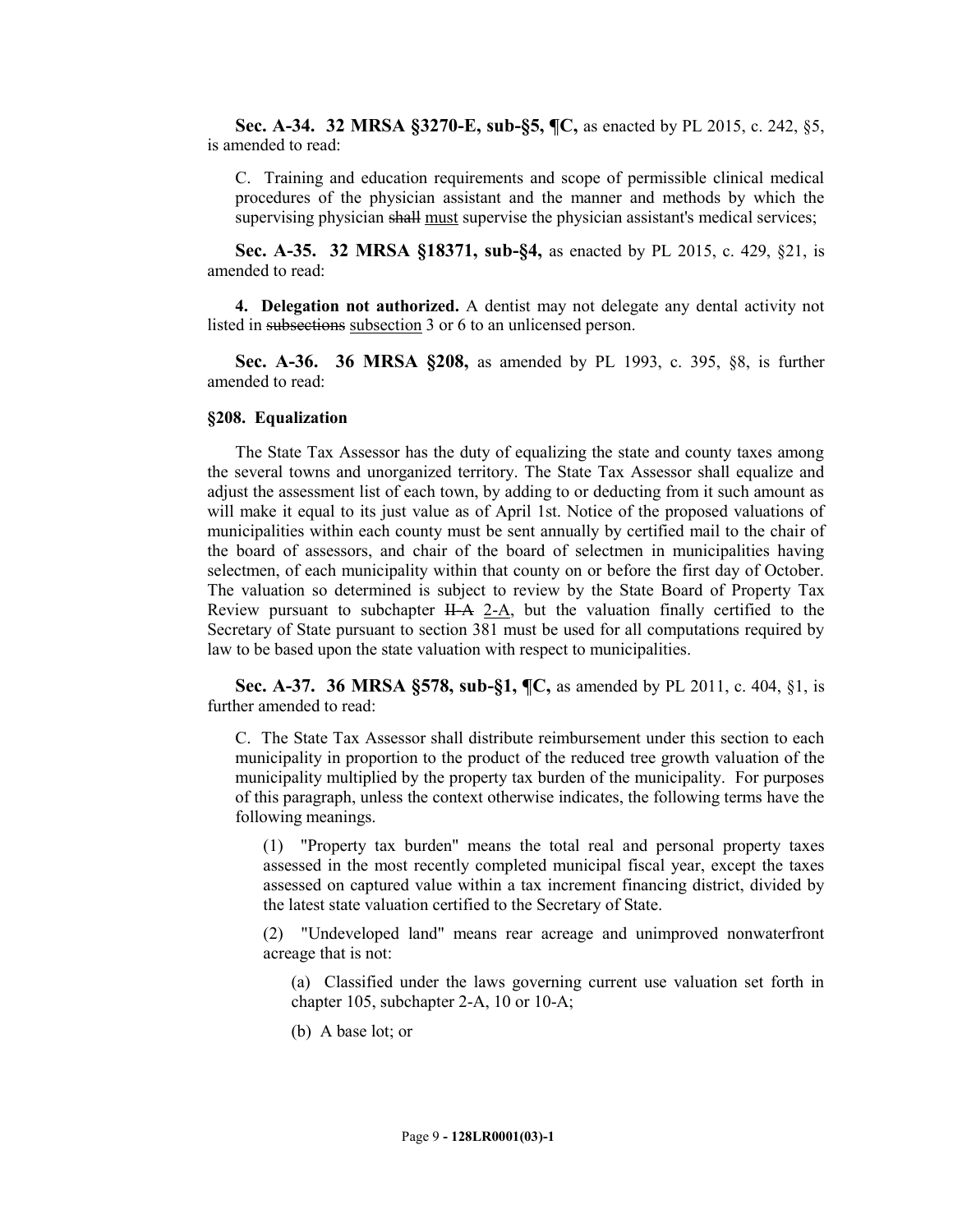**Sec. A-34. 32 MRSA §3270-E, sub-§5, ¶C,** as enacted by PL 2015, c. 242, §5, is amended to read:

C. Training and education requirements and scope of permissible clinical medical procedures of the physician assistant and the manner and methods by which the supervising physician ~~shall~~ must supervise the physician assistant's medical services;

**Sec. A-35. 32 MRSA §18371, sub-§4,** as enacted by PL 2015, c. 429, §21, is amended to read:

**4. Delegation not authorized.** A dentist may not delegate any dental activity not listed in ~~subsections~~ subsection 3 or 6 to an unlicensed person.

**Sec. A-36. 36 MRSA §208,** as amended by PL 1993, c. 395, §8, is further amended to read:

**§208. Equalization**

The State Tax Assessor has the duty of equalizing the state and county taxes among the several towns and unorganized territory. The State Tax Assessor shall equalize and adjust the assessment list of each town, by adding to or deducting from it such amount as will make it equal to its just value as of April 1st. Notice of the proposed valuations of municipalities within each county must be sent annually by certified mail to the chair of the board of assessors, and chair of the board of selectmen in municipalities having selectmen, of each municipality within that county on or before the first day of October. The valuation so determined is subject to review by the State Board of Property Tax Review pursuant to subchapter ~~II-A~~ 2-A, but the valuation finally certified to the Secretary of State pursuant to section 381 must be used for all computations required by law to be based upon the state valuation with respect to municipalities.

**Sec. A-37. 36 MRSA §578, sub-§1, ¶C,** as amended by PL 2011, c. 404, §1, is further amended to read:

C. The State Tax Assessor shall distribute reimbursement under this section to each municipality in proportion to the product of the reduced tree growth valuation of the municipality multiplied by the property tax burden of the municipality. For purposes of this paragraph, unless the context otherwise indicates, the following terms have the following meanings.

(1) "Property tax burden" means the total real and personal property taxes assessed in the most recently completed municipal fiscal year, except the taxes assessed on captured value within a tax increment financing district, divided by the latest state valuation certified to the Secretary of State.

(2) "Undeveloped land" means rear acreage and unimproved nonwaterfront acreage that is not:

(a) Classified under the laws governing current use valuation set forth in chapter 105, subchapter 2-A, 10 or 10-A;

(b) A base lot; or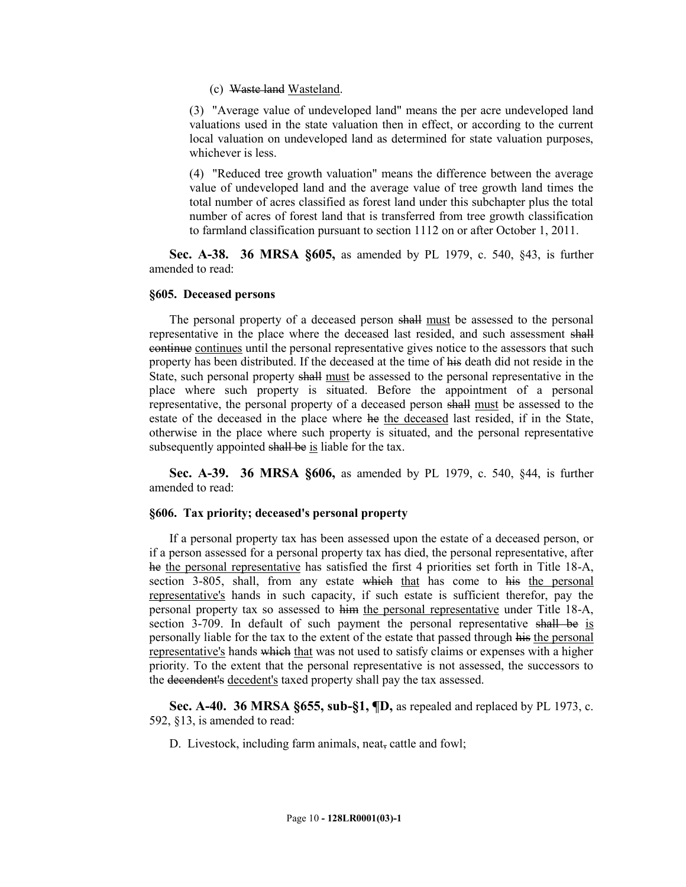(c) ~~Waste land~~ Wasteland.

(3) "Average value of undeveloped land" means the per acre undeveloped land valuations used in the state valuation then in effect, or according to the current local valuation on undeveloped land as determined for state valuation purposes, whichever is less.

(4) "Reduced tree growth valuation" means the difference between the average value of undeveloped land and the average value of tree growth land times the total number of acres classified as forest land under this subchapter plus the total number of acres of forest land that is transferred from tree growth classification to farmland classification pursuant to section 1112 on or after October 1, 2011.

**Sec. A-38. 36 MRSA §605,** as amended by PL 1979, c. 540, §43, is further amended to read:

**§605. Deceased persons**

The personal property of a deceased person ~~shall~~ must be assessed to the personal representative in the place where the deceased last resided, and such assessment ~~shall continue~~ continues until the personal representative gives notice to the assessors that such property has been distributed. If the deceased at the time of ~~his~~ death did not reside in the State, such personal property ~~shall~~ must be assessed to the personal representative in the place where such property is situated. Before the appointment of a personal representative, the personal property of a deceased person ~~shall~~ must be assessed to the estate of the deceased in the place where ~~he~~ the deceased last resided, if in the State, otherwise in the place where such property is situated, and the personal representative subsequently appointed ~~shall be~~ is liable for the tax.

**Sec. A-39. 36 MRSA §606,** as amended by PL 1979, c. 540, §44, is further amended to read:

**§606. Tax priority; deceased's personal property**

If a personal property tax has been assessed upon the estate of a deceased person, or if a person assessed for a personal property tax has died, the personal representative, after ~~he~~ the personal representative has satisfied the first 4 priorities set forth in Title 18-A, section 3-805, shall, from any estate ~~which~~ that has come to ~~his~~ the personal representative's hands in such capacity, if such estate is sufficient therefor, pay the personal property tax so assessed to ~~him~~ the personal representative under Title 18-A, section 3-709. In default of such payment the personal representative ~~shall be~~ is personally liable for the tax to the extent of the estate that passed through ~~his~~ the personal representative's hands ~~which~~ that was not used to satisfy claims or expenses with a higher priority. To the extent that the personal representative is not assessed, the successors to the ~~decendent's~~ decedent's taxed property shall pay the tax assessed.

**Sec. A-40. 36 MRSA §655, sub-§1, ¶D,** as repealed and replaced by PL 1973, c. 592, §13, is amended to read:

D. Livestock, including farm animals, neat~~,~~ cattle and fowl;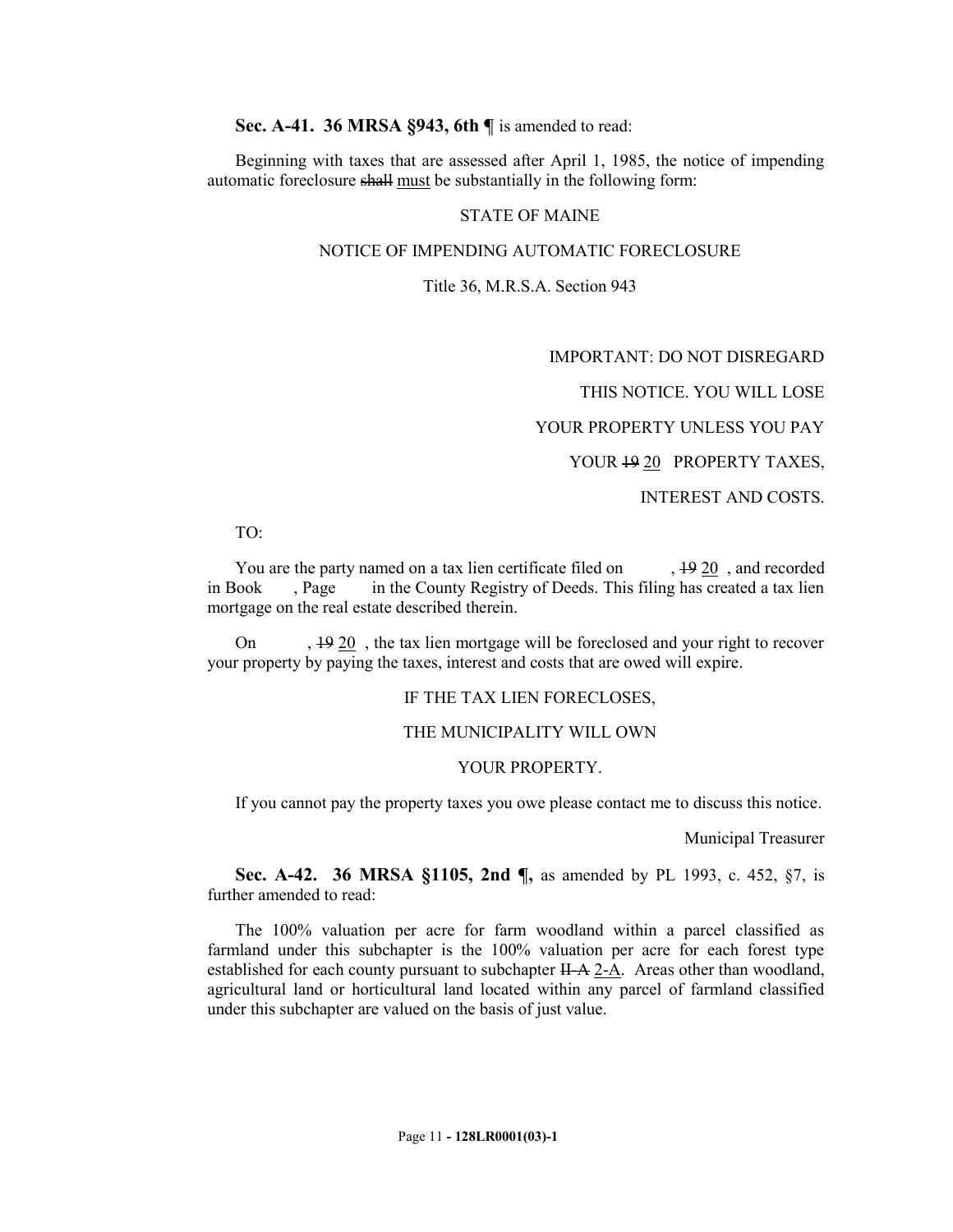**Sec. A-41. 36 MRSA §943, 6th ¶** is amended to read:

Beginning with taxes that are assessed after April 1, 1985, the notice of impending automatic foreclosure ~~shall~~ must be substantially in the following form:

STATE OF MAINE

NOTICE OF IMPENDING AUTOMATIC FORECLOSURE

Title 36, M.R.S.A. Section 943

IMPORTANT: DO NOT DISREGARD

THIS NOTICE. YOU WILL LOSE

YOUR PROPERTY UNLESS YOU PAY

YOUR ~~19~~ 20 PROPERTY TAXES,

INTEREST AND COSTS.

TO:

You are the party named on a tax lien certificate filed on , ~~19~~ 20 , and recorded in Book , Page in the County Registry of Deeds. This filing has created a tax lien mortgage on the real estate described therein.

On , ~~19~~ 20 , the tax lien mortgage will be foreclosed and your right to recover your property by paying the taxes, interest and costs that are owed will expire.

IF THE TAX LIEN FORECLOSES,

THE MUNICIPALITY WILL OWN

YOUR PROPERTY.

If you cannot pay the property taxes you owe please contact me to discuss this notice.

Municipal Treasurer

**Sec. A-42. 36 MRSA §1105, 2nd ¶,** as amended by PL 1993, c. 452, §7, is further amended to read:

The 100% valuation per acre for farm woodland within a parcel classified as farmland under this subchapter is the 100% valuation per acre for each forest type established for each county pursuant to subchapter ~~II-A~~ 2-A. Areas other than woodland, agricultural land or horticultural land located within any parcel of farmland classified under this subchapter are valued on the basis of just value.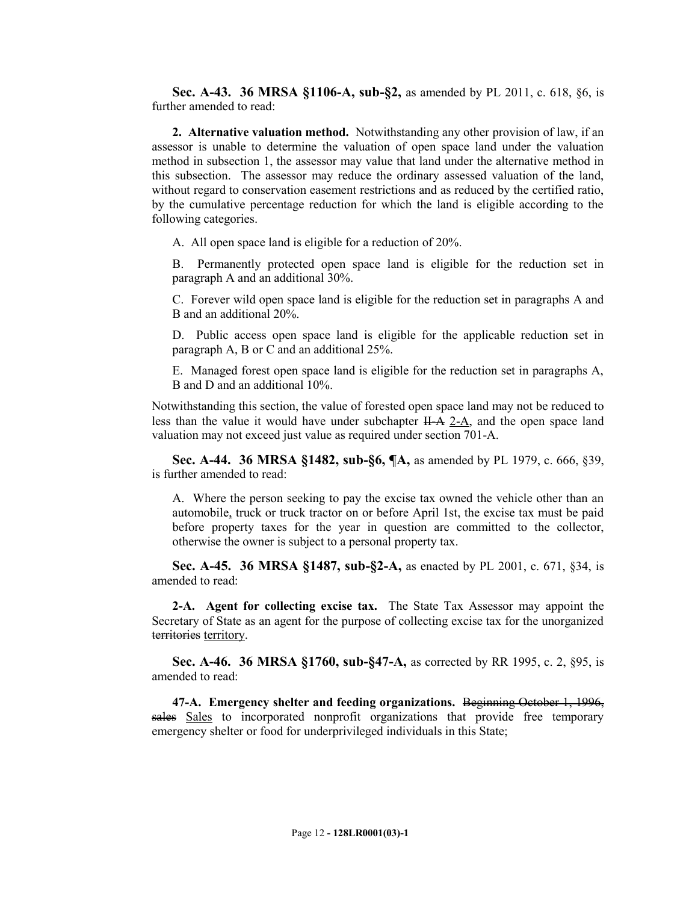**Sec. A-43. 36 MRSA §1106-A, sub-§2,** as amended by PL 2011, c. 618, §6, is further amended to read:

**2. Alternative valuation method.** Notwithstanding any other provision of law, if an assessor is unable to determine the valuation of open space land under the valuation method in subsection 1, the assessor may value that land under the alternative method in this subsection. The assessor may reduce the ordinary assessed valuation of the land, without regard to conservation easement restrictions and as reduced by the certified ratio, by the cumulative percentage reduction for which the land is eligible according to the following categories.

A. All open space land is eligible for a reduction of 20%.

B. Permanently protected open space land is eligible for the reduction set in paragraph A and an additional 30%.

C. Forever wild open space land is eligible for the reduction set in paragraphs A and B and an additional 20%.

D. Public access open space land is eligible for the applicable reduction set in paragraph A, B or C and an additional 25%.

E. Managed forest open space land is eligible for the reduction set in paragraphs A, B and D and an additional 10%.

Notwithstanding this section, the value of forested open space land may not be reduced to less than the value it would have under subchapter ~~II-A~~ 2-A, and the open space land valuation may not exceed just value as required under section 701-A.

**Sec. A-44. 36 MRSA §1482, sub-§6, ¶A,** as amended by PL 1979, c. 666, §39, is further amended to read:

A. Where the person seeking to pay the excise tax owned the vehicle other than an automobile, truck or truck tractor on or before April 1st, the excise tax must be paid before property taxes for the year in question are committed to the collector, otherwise the owner is subject to a personal property tax.

**Sec. A-45. 36 MRSA §1487, sub-§2-A,** as enacted by PL 2001, c. 671, §34, is amended to read:

**2-A. Agent for collecting excise tax.** The State Tax Assessor may appoint the Secretary of State as an agent for the purpose of collecting excise tax for the unorganized ~~territories~~ territory.

**Sec. A-46. 36 MRSA §1760, sub-§47-A,** as corrected by RR 1995, c. 2, §95, is amended to read:

**47-A. Emergency shelter and feeding organizations.** ~~Beginning October 1, 1996, sales~~ Sales to incorporated nonprofit organizations that provide free temporary emergency shelter or food for underprivileged individuals in this State;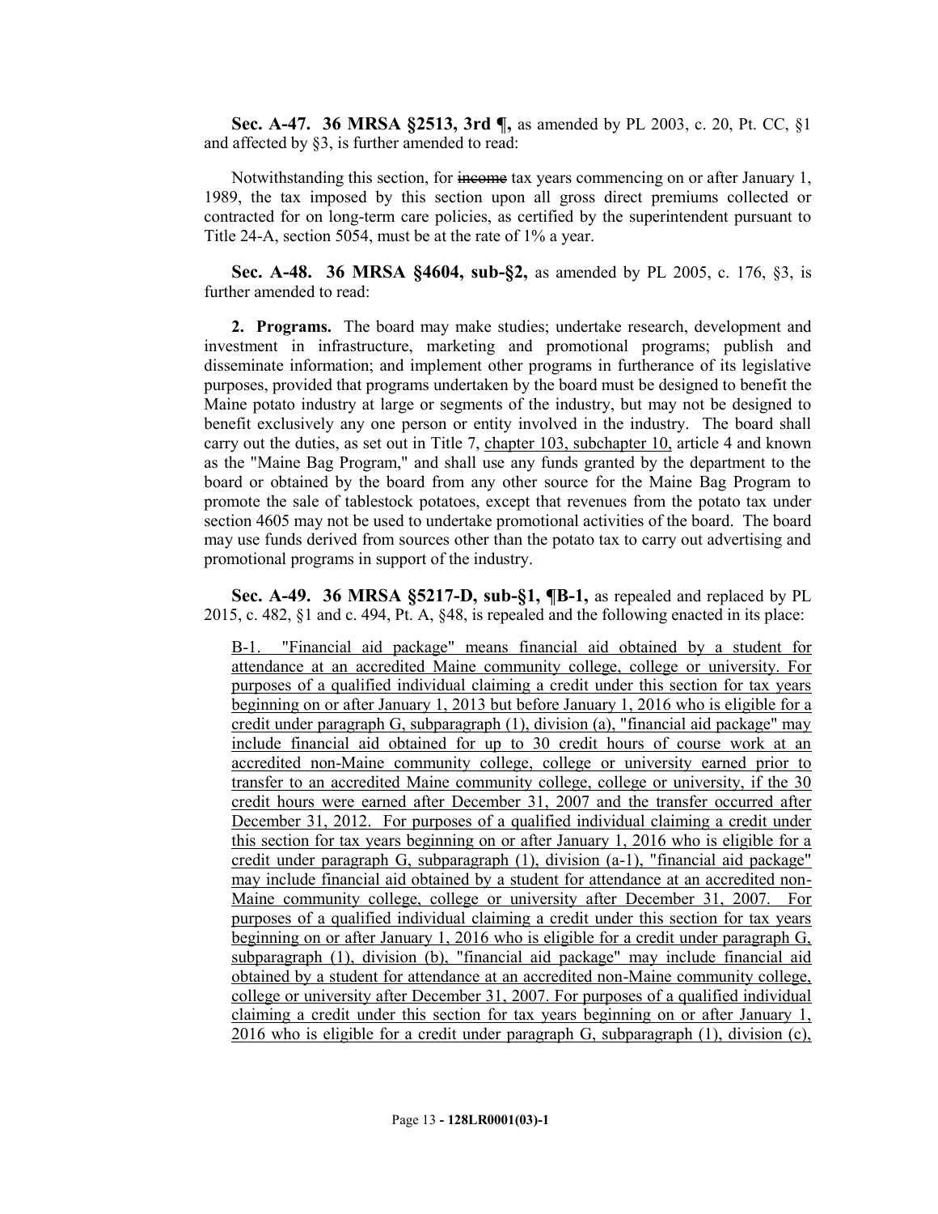**Sec. A-47. 36 MRSA §2513, 3rd ¶,** as amended by PL 2003, c. 20, Pt. CC, §1 and affected by §3, is further amended to read:

Notwithstanding this section, for ~~income~~ tax years commencing on or after January 1, 1989, the tax imposed by this section upon all gross direct premiums collected or contracted for on long-term care policies, as certified by the superintendent pursuant to Title 24-A, section 5054, must be at the rate of 1% a year.

**Sec. A-48. 36 MRSA §4604, sub-§2,** as amended by PL 2005, c. 176, §3, is further amended to read:

**2. Programs.** The board may make studies; undertake research, development and investment in infrastructure, marketing and promotional programs; publish and disseminate information; and implement other programs in furtherance of its legislative purposes, provided that programs undertaken by the board must be designed to benefit the Maine potato industry at large or segments of the industry, but may not be designed to benefit exclusively any one person or entity involved in the industry. The board shall carry out the duties, as set out in Title 7, chapter 103, subchapter 10, article 4 and known as the "Maine Bag Program," and shall use any funds granted by the department to the board or obtained by the board from any other source for the Maine Bag Program to promote the sale of tablestock potatoes, except that revenues from the potato tax under section 4605 may not be used to undertake promotional activities of the board. The board may use funds derived from sources other than the potato tax to carry out advertising and promotional programs in support of the industry.

**Sec. A-49. 36 MRSA §5217-D, sub-§1, ¶B-1,** as repealed and replaced by PL 2015, c. 482, §1 and c. 494, Pt. A, §48, is repealed and the following enacted in its place:

B-1. "Financial aid package" means financial aid obtained by a student for attendance at an accredited Maine community college, college or university. For purposes of a qualified individual claiming a credit under this section for tax years beginning on or after January 1, 2013 but before January 1, 2016 who is eligible for a credit under paragraph G, subparagraph (1), division (a), "financial aid package" may include financial aid obtained for up to 30 credit hours of course work at an accredited non-Maine community college, college or university earned prior to transfer to an accredited Maine community college, college or university, if the 30 credit hours were earned after December 31, 2007 and the transfer occurred after December 31, 2012. For purposes of a qualified individual claiming a credit under this section for tax years beginning on or after January 1, 2016 who is eligible for a credit under paragraph G, subparagraph (1), division (a-1), "financial aid package" may include financial aid obtained by a student for attendance at an accredited non-Maine community college, college or university after December 31, 2007. For purposes of a qualified individual claiming a credit under this section for tax years beginning on or after January 1, 2016 who is eligible for a credit under paragraph G, subparagraph (1), division (b), "financial aid package" may include financial aid obtained by a student for attendance at an accredited non-Maine community college, college or university after December 31, 2007. For purposes of a qualified individual claiming a credit under this section for tax years beginning on or after January 1, 2016 who is eligible for a credit under paragraph G, subparagraph (1), division (c),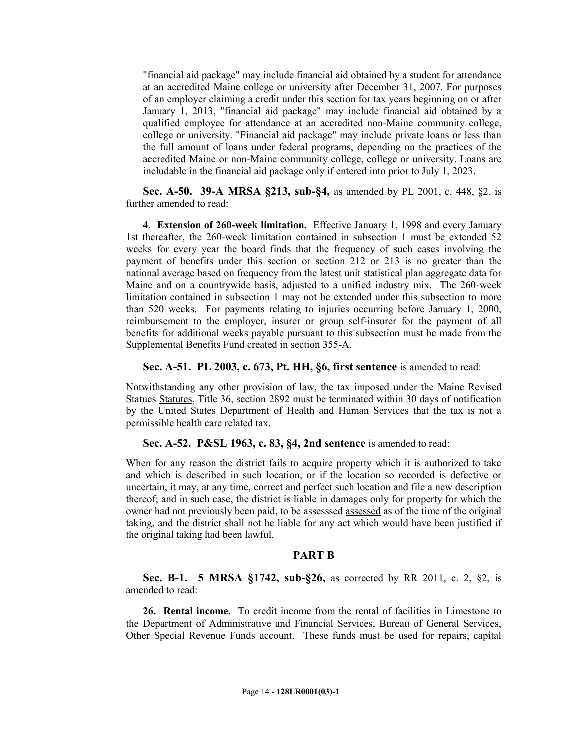"financial aid package" may include financial aid obtained by a student for attendance at an accredited Maine college or university after December 31, 2007. For purposes of an employer claiming a credit under this section for tax years beginning on or after January 1, 2013, "financial aid package" may include financial aid obtained by a qualified employee for attendance at an accredited non-Maine community college, college or university. "Financial aid package" may include private loans or less than the full amount of loans under federal programs, depending on the practices of the accredited Maine or non-Maine community college, college or university. Loans are includable in the financial aid package only if entered into prior to July 1, 2023.

**Sec. A-50. 39-A MRSA §213, sub-§4,** as amended by PL 2001, c. 448, §2, is further amended to read:

**4. Extension of 260-week limitation.** Effective January 1, 1998 and every January 1st thereafter, the 260-week limitation contained in subsection 1 must be extended 52 weeks for every year the board finds that the frequency of such cases involving the payment of benefits under this section or section 212 ~~or 213~~ is no greater than the national average based on frequency from the latest unit statistical plan aggregate data for Maine and on a countrywide basis, adjusted to a unified industry mix. The 260-week limitation contained in subsection 1 may not be extended under this subsection to more than 520 weeks. For payments relating to injuries occurring before January 1, 2000, reimbursement to the employer, insurer or group self-insurer for the payment of all benefits for additional weeks payable pursuant to this subsection must be made from the Supplemental Benefits Fund created in section 355-A.

**Sec. A-51. PL 2003, c. 673, Pt. HH, §6, first sentence** is amended to read:

Notwithstanding any other provision of law, the tax imposed under the Maine Revised ~~Statues~~ Statutes, Title 36, section 2892 must be terminated within 30 days of notification by the United States Department of Health and Human Services that the tax is not a permissible health care related tax.

**Sec. A-52. P&SL 1963, c. 83, §4, 2nd sentence** is amended to read:

When for any reason the district fails to acquire property which it is authorized to take and which is described in such location, or if the location so recorded is defective or uncertain, it may, at any time, correct and perfect such location and file a new description thereof; and in such case, the district is liable in damages only for property for which the owner had not previously been paid, to be ~~assesssed~~ assessed as of the time of the original taking, and the district shall not be liable for any act which would have been justified if the original taking had been lawful.

## PART B

**Sec. B-1. 5 MRSA §1742, sub-§26,** as corrected by RR 2011, c. 2, §2, is amended to read:

**26. Rental income.** To credit income from the rental of facilities in Limestone to the Department of Administrative and Financial Services, Bureau of General Services, Other Special Revenue Funds account. These funds must be used for repairs, capital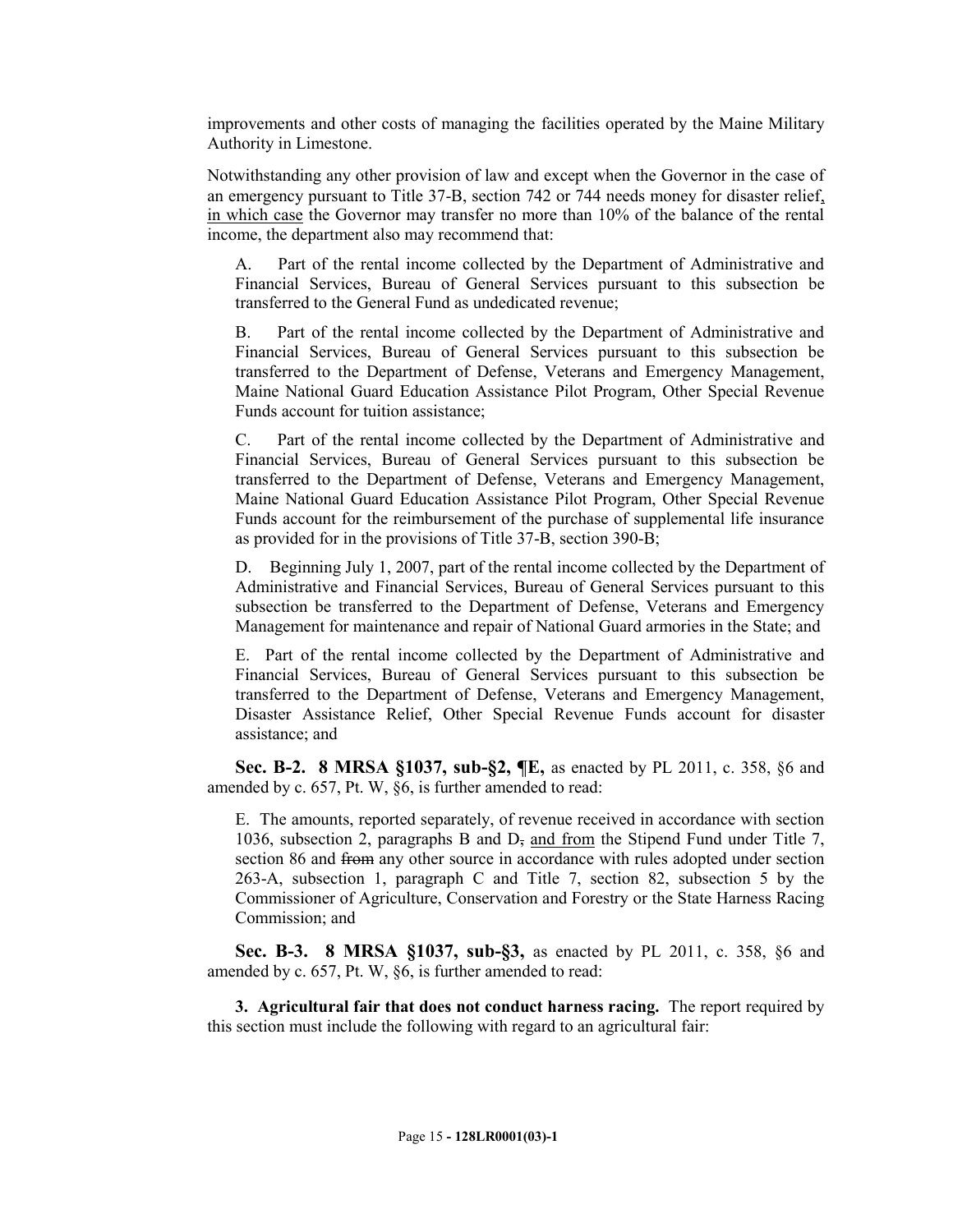improvements and other costs of managing the facilities operated by the Maine Military Authority in Limestone.

Notwithstanding any other provision of law and except when the Governor in the case of an emergency pursuant to Title 37-B, section 742 or 744 needs money for disaster relief, in which case the Governor may transfer no more than 10% of the balance of the rental income, the department also may recommend that:

A. Part of the rental income collected by the Department of Administrative and Financial Services, Bureau of General Services pursuant to this subsection be transferred to the General Fund as undedicated revenue;

B. Part of the rental income collected by the Department of Administrative and Financial Services, Bureau of General Services pursuant to this subsection be transferred to the Department of Defense, Veterans and Emergency Management, Maine National Guard Education Assistance Pilot Program, Other Special Revenue Funds account for tuition assistance;

C. Part of the rental income collected by the Department of Administrative and Financial Services, Bureau of General Services pursuant to this subsection be transferred to the Department of Defense, Veterans and Emergency Management, Maine National Guard Education Assistance Pilot Program, Other Special Revenue Funds account for the reimbursement of the purchase of supplemental life insurance as provided for in the provisions of Title 37-B, section 390-B;

D. Beginning July 1, 2007, part of the rental income collected by the Department of Administrative and Financial Services, Bureau of General Services pursuant to this subsection be transferred to the Department of Defense, Veterans and Emergency Management for maintenance and repair of National Guard armories in the State; and

E. Part of the rental income collected by the Department of Administrative and Financial Services, Bureau of General Services pursuant to this subsection be transferred to the Department of Defense, Veterans and Emergency Management, Disaster Assistance Relief, Other Special Revenue Funds account for disaster assistance; and

**Sec. B-2. 8 MRSA §1037, sub-§2, ¶E,** as enacted by PL 2011, c. 358, §6 and amended by c. 657, Pt. W, §6, is further amended to read:

E. The amounts, reported separately, of revenue received in accordance with section 1036, subsection 2, paragraphs B and D~~,~~ and from the Stipend Fund under Title 7, section 86 and ~~from~~ any other source in accordance with rules adopted under section 263-A, subsection 1, paragraph C and Title 7, section 82, subsection 5 by the Commissioner of Agriculture, Conservation and Forestry or the State Harness Racing Commission; and

**Sec. B-3. 8 MRSA §1037, sub-§3,** as enacted by PL 2011, c. 358, §6 and amended by c. 657, Pt. W, §6, is further amended to read:

**3. Agricultural fair that does not conduct harness racing.** The report required by this section must include the following with regard to an agricultural fair: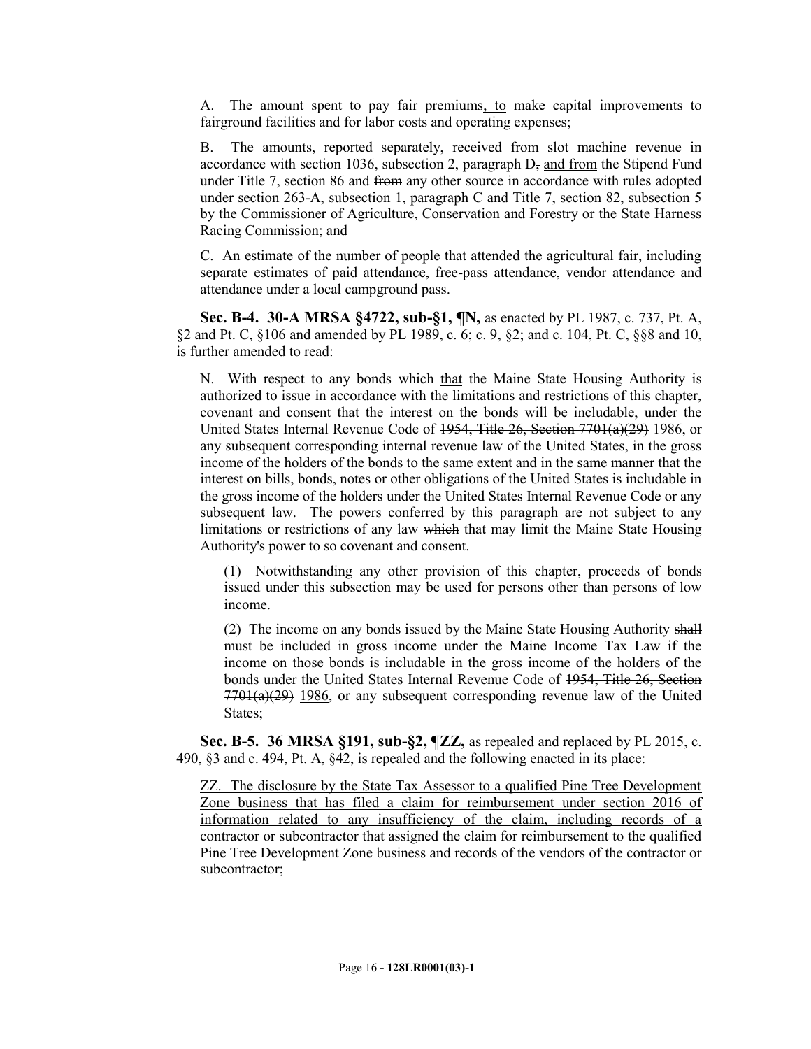A. The amount spent to pay fair premiums, to make capital improvements to fairground facilities and for labor costs and operating expenses;

B. The amounts, reported separately, received from slot machine revenue in accordance with section 1036, subsection 2, paragraph D, and from the Stipend Fund under Title 7, section 86 and from any other source in accordance with rules adopted under section 263-A, subsection 1, paragraph C and Title 7, section 82, subsection 5 by the Commissioner of Agriculture, Conservation and Forestry or the State Harness Racing Commission; and

C. An estimate of the number of people that attended the agricultural fair, including separate estimates of paid attendance, free-pass attendance, vendor attendance and attendance under a local campground pass.

**Sec. B-4. 30-A MRSA §4722, sub-§1, ¶N,** as enacted by PL 1987, c. 737, Pt. A, §2 and Pt. C, §106 and amended by PL 1989, c. 6; c. 9, §2; and c. 104, Pt. C, §§8 and 10, is further amended to read:

N. With respect to any bonds ~~which~~ that the Maine State Housing Authority is authorized to issue in accordance with the limitations and restrictions of this chapter, covenant and consent that the interest on the bonds will be includable, under the United States Internal Revenue Code of ~~1954, Title 26, Section 7701(a)(29)~~ 1986, or any subsequent corresponding internal revenue law of the United States, in the gross income of the holders of the bonds to the same extent and in the same manner that the interest on bills, bonds, notes or other obligations of the United States is includable in the gross income of the holders under the United States Internal Revenue Code or any subsequent law. The powers conferred by this paragraph are not subject to any limitations or restrictions of any law ~~which~~ that may limit the Maine State Housing Authority's power to so covenant and consent.

(1) Notwithstanding any other provision of this chapter, proceeds of bonds issued under this subsection may be used for persons other than persons of low income.

(2) The income on any bonds issued by the Maine State Housing Authority ~~shall~~ must be included in gross income under the Maine Income Tax Law if the income on those bonds is includable in the gross income of the holders of the bonds under the United States Internal Revenue Code of ~~1954, Title 26, Section 7701(a)(29)~~ 1986, or any subsequent corresponding revenue law of the United States;

**Sec. B-5. 36 MRSA §191, sub-§2, ¶ZZ,** as repealed and replaced by PL 2015, c. 490, §3 and c. 494, Pt. A, §42, is repealed and the following enacted in its place:

ZZ. The disclosure by the State Tax Assessor to a qualified Pine Tree Development Zone business that has filed a claim for reimbursement under section 2016 of information related to any insufficiency of the claim, including records of a contractor or subcontractor that assigned the claim for reimbursement to the qualified Pine Tree Development Zone business and records of the vendors of the contractor or subcontractor;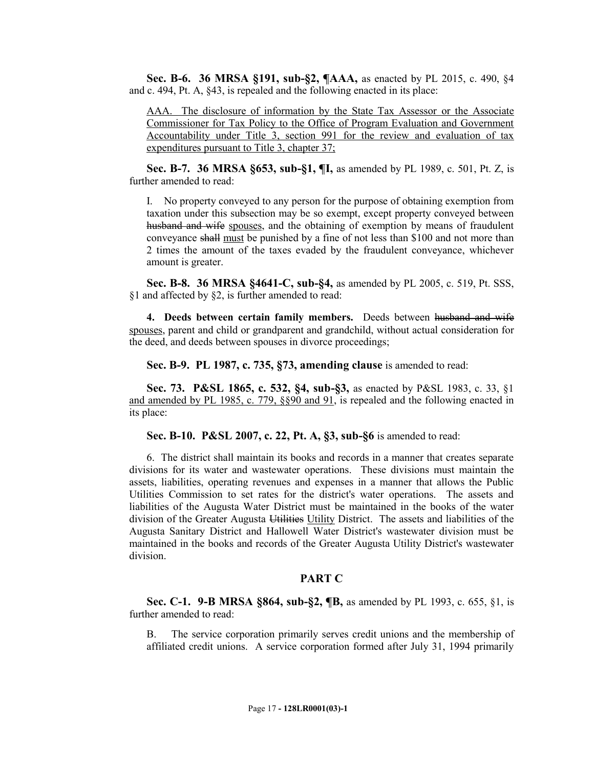**Sec. B-6. 36 MRSA §191, sub-§2, ¶AAA,** as enacted by PL 2015, c. 490, §4 and c. 494, Pt. A, §43, is repealed and the following enacted in its place:

AAA. The disclosure of information by the State Tax Assessor or the Associate Commissioner for Tax Policy to the Office of Program Evaluation and Government Accountability under Title 3, section 991 for the review and evaluation of tax expenditures pursuant to Title 3, chapter 37;

**Sec. B-7. 36 MRSA §653, sub-§1, ¶I,** as amended by PL 1989, c. 501, Pt. Z, is further amended to read:

I. No property conveyed to any person for the purpose of obtaining exemption from taxation under this subsection may be so exempt, except property conveyed between ~~husband and wife~~ spouses, and the obtaining of exemption by means of fraudulent conveyance ~~shall~~ must be punished by a fine of not less than $100 and not more than 2 times the amount of the taxes evaded by the fraudulent conveyance, whichever amount is greater.

**Sec. B-8. 36 MRSA §4641-C, sub-§4,** as amended by PL 2005, c. 519, Pt. SSS, §1 and affected by §2, is further amended to read:

**4. Deeds between certain family members.** Deeds between ~~husband and wife~~ spouses, parent and child or grandparent and grandchild, without actual consideration for the deed, and deeds between spouses in divorce proceedings;

**Sec. B-9. PL 1987, c. 735, §73, amending clause** is amended to read:

**Sec. 73. P&SL 1865, c. 532, §4, sub-§3,** as enacted by P&SL 1983, c. 33, §1 and amended by PL 1985, c. 779, §§90 and 91, is repealed and the following enacted in its place:

**Sec. B-10. P&SL 2007, c. 22, Pt. A, §3, sub-§6** is amended to read:

6. The district shall maintain its books and records in a manner that creates separate divisions for its water and wastewater operations. These divisions must maintain the assets, liabilities, operating revenues and expenses in a manner that allows the Public Utilities Commission to set rates for the district's water operations. The assets and liabilities of the Augusta Water District must be maintained in the books of the water division of the Greater Augusta ~~Utilities~~ Utility District. The assets and liabilities of the Augusta Sanitary District and Hallowell Water District's wastewater division must be maintained in the books and records of the Greater Augusta Utility District's wastewater division.

## PART C

**Sec. C-1. 9-B MRSA §864, sub-§2, ¶B,** as amended by PL 1993, c. 655, §1, is further amended to read:

B. The service corporation primarily serves credit unions and the membership of affiliated credit unions. A service corporation formed after July 31, 1994 primarily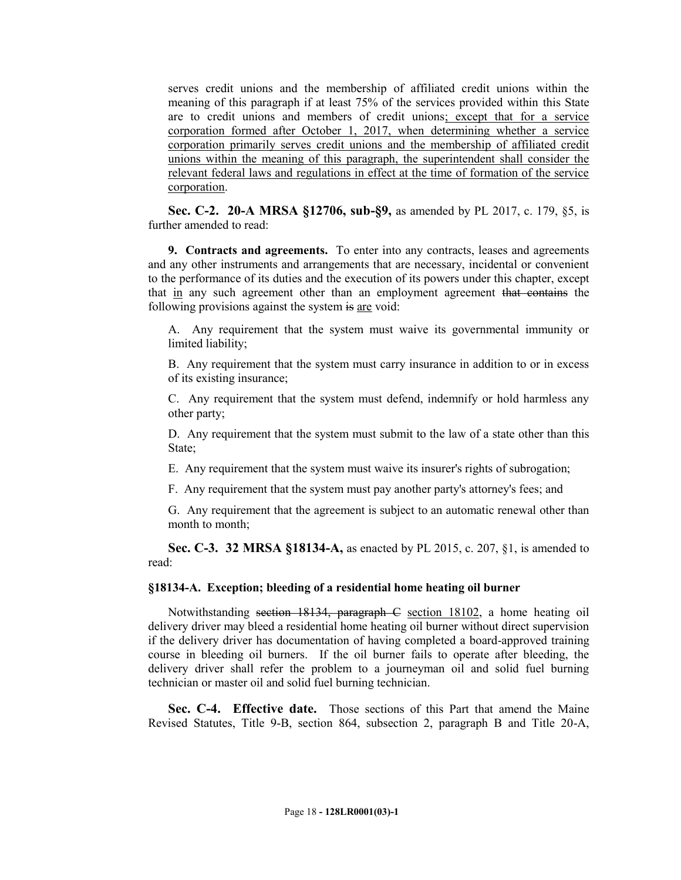serves credit unions and the membership of affiliated credit unions within the meaning of this paragraph if at least 75% of the services provided within this State are to credit unions and members of credit unions<u>; except that for a service corporation formed after October 1, 2017, when determining whether a service corporation primarily serves credit unions and the membership of affiliated credit unions within the meaning of this paragraph, the superintendent shall consider the relevant federal laws and regulations in effect at the time of formation of the service corporation</u>.

**Sec. C-2. 20-A MRSA §12706, sub-§9,** as amended by PL 2017, c. 179, §5, is further amended to read:

**9. Contracts and agreements.** To enter into any contracts, leases and agreements and any other instruments and arrangements that are necessary, incidental or convenient to the performance of its duties and the execution of its powers under this chapter, except that <u>in</u> any such agreement other than an employment agreement ~~that contains~~ the following provisions against the system ~~is~~ <u>are</u> void:

A. Any requirement that the system must waive its governmental immunity or limited liability;

B. Any requirement that the system must carry insurance in addition to or in excess of its existing insurance;

C. Any requirement that the system must defend, indemnify or hold harmless any other party;

D. Any requirement that the system must submit to the law of a state other than this State;

E. Any requirement that the system must waive its insurer's rights of subrogation;

F. Any requirement that the system must pay another party's attorney's fees; and

G. Any requirement that the agreement is subject to an automatic renewal other than month to month;

**Sec. C-3. 32 MRSA §18134-A,** as enacted by PL 2015, c. 207, §1, is amended to read:

**§18134-A. Exception; bleeding of a residential home heating oil burner**

Notwithstanding ~~section 18134, paragraph C~~ <u>section 18102</u>, a home heating oil delivery driver may bleed a residential home heating oil burner without direct supervision if the delivery driver has documentation of having completed a board-approved training course in bleeding oil burners. If the oil burner fails to operate after bleeding, the delivery driver shall refer the problem to a journeyman oil and solid fuel burning technician or master oil and solid fuel burning technician.

**Sec. C-4. Effective date.** Those sections of this Part that amend the Maine Revised Statutes, Title 9-B, section 864, subsection 2, paragraph B and Title 20-A,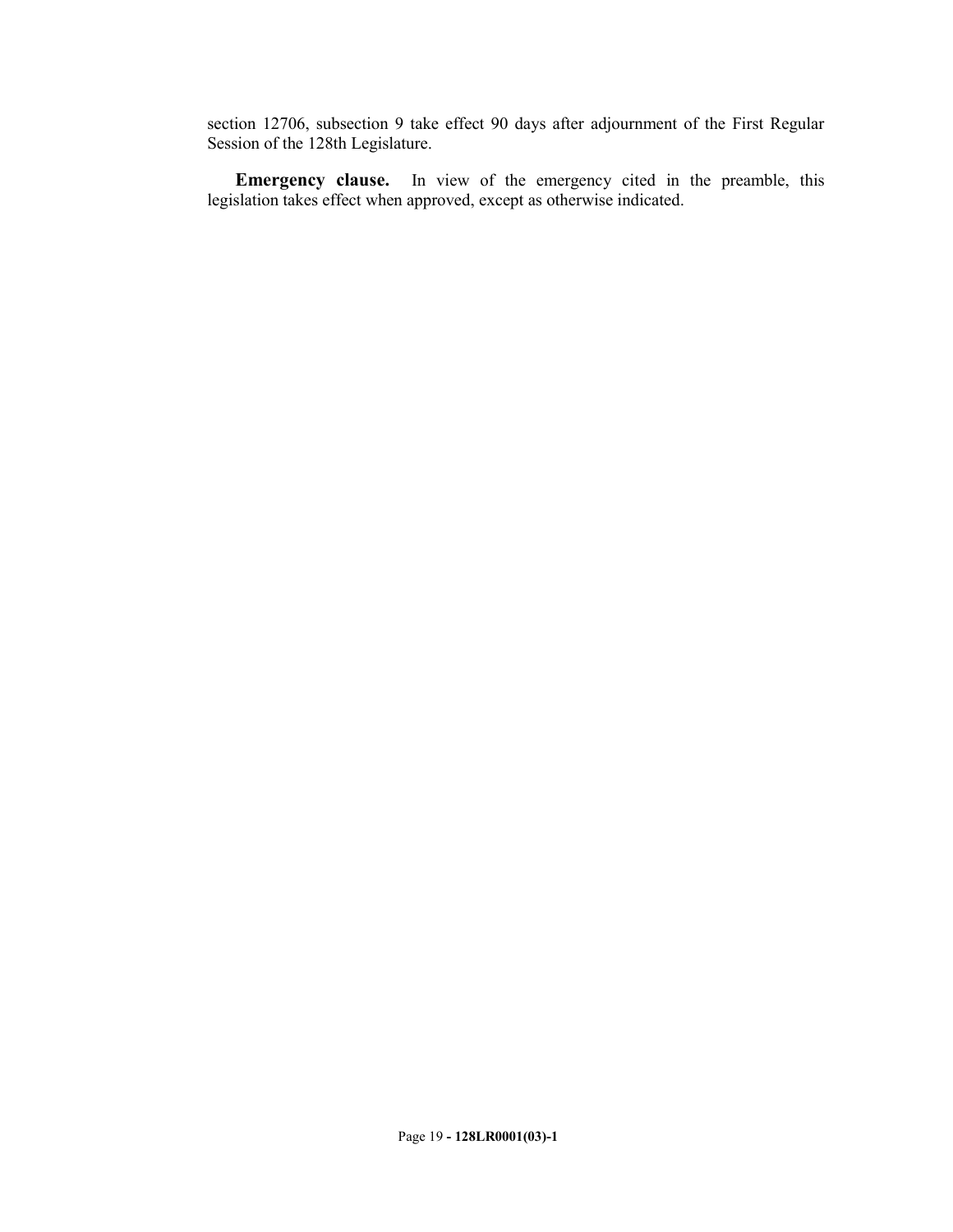section 12706, subsection 9 take effect 90 days after adjournment of the First Regular Session of the 128th Legislature.

**Emergency clause.** In view of the emergency cited in the preamble, this legislation takes effect when approved, except as otherwise indicated.